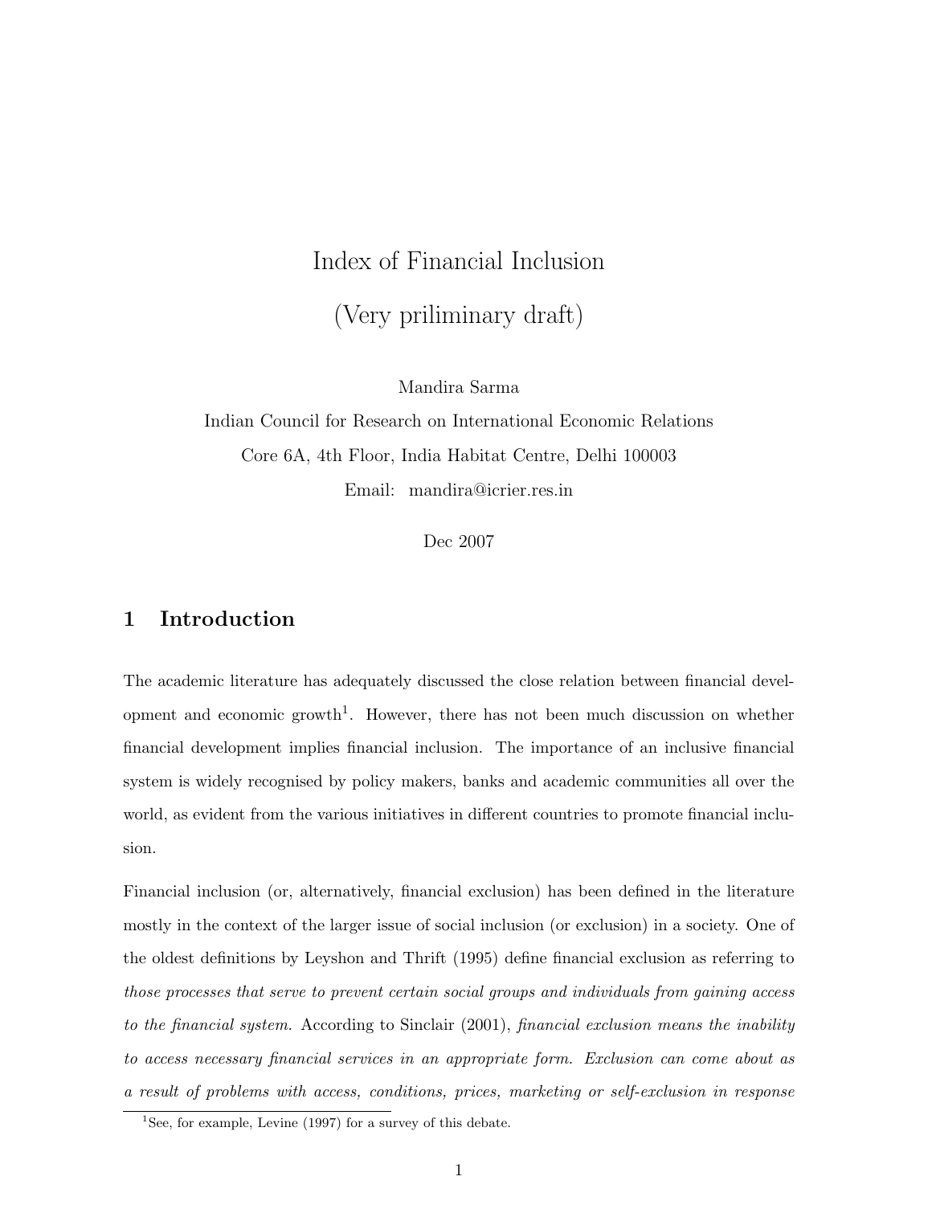# Index of Financial Inclusion

# (Very priliminary draft)

Mandira Sarma

Indian Council for Research on International Economic Relations

Core 6A, 4th Floor, India Habitat Centre, Delhi 100003

Email: mandira@icrier.res.in

Dec 2007

## 1 Introduction

The academic literature has adequately discussed the close relation between financial development and economic growth[1]. However, there has not been much discussion on whether financial development implies financial inclusion. The importance of an inclusive financial system is widely recognised by policy makers, banks and academic communities all over the world, as evident from the various initiatives in different countries to promote financial inclusion.

Financial inclusion (or, alternatively, financial exclusion) has been defined in the literature mostly in the context of the larger issue of social inclusion (or exclusion) in a society. One of the oldest definitions by Leyshon and Thrift (1995) define financial exclusion as referring to *those processes that serve to prevent certain social groups and individuals from gaining access to the financial system.* According to Sinclair (2001), *financial exclusion means the inability to access necessary financial services in an appropriate form. Exclusion can come about as a result of problems with access, conditions, prices, marketing or self-exclusion in response*

[1] See, for example, Levine (1997) for a survey of this debate.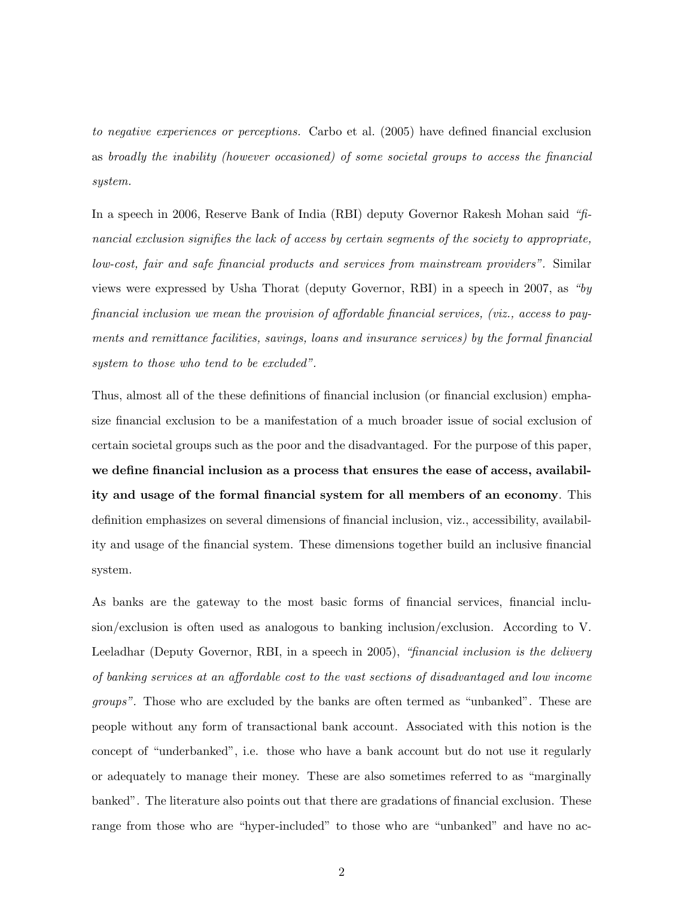*to negative experiences or perceptions.* Carbo et al. (2005) have defined financial exclusion as *broadly the inability (however occasioned) of some societal groups to access the financial system.*

In a speech in 2006, Reserve Bank of India (RBI) deputy Governor Rakesh Mohan said *"financial exclusion signifies the lack of access by certain segments of the society to appropriate, low-cost, fair and safe financial products and services from mainstream providers"*. Similar views were expressed by Usha Thorat (deputy Governor, RBI) in a speech in 2007, as *"by financial inclusion we mean the provision of affordable financial services, (viz., access to payments and remittance facilities, savings, loans and insurance services) by the formal financial system to those who tend to be excluded"*.

Thus, almost all of the these definitions of financial inclusion (or financial exclusion) emphasize financial exclusion to be a manifestation of a much broader issue of social exclusion of certain societal groups such as the poor and the disadvantaged. For the purpose of this paper, **we define financial inclusion as a process that ensures the ease of access, availability and usage of the formal financial system for all members of an economy**. This definition emphasizes on several dimensions of financial inclusion, viz., accessibility, availability and usage of the financial system. These dimensions together build an inclusive financial system.

As banks are the gateway to the most basic forms of financial services, financial inclusion/exclusion is often used as analogous to banking inclusion/exclusion. According to V. Leeladhar (Deputy Governor, RBI, in a speech in 2005), *"financial inclusion is the delivery of banking services at an affordable cost to the vast sections of disadvantaged and low income groups"*. Those who are excluded by the banks are often termed as "unbanked". These are people without any form of transactional bank account. Associated with this notion is the concept of "underbanked", i.e. those who have a bank account but do not use it regularly or adequately to manage their money. These are also sometimes referred to as "marginally banked". The literature also points out that there are gradations of financial exclusion. These range from those who are "hyper-included" to those who are "unbanked" and have no ac-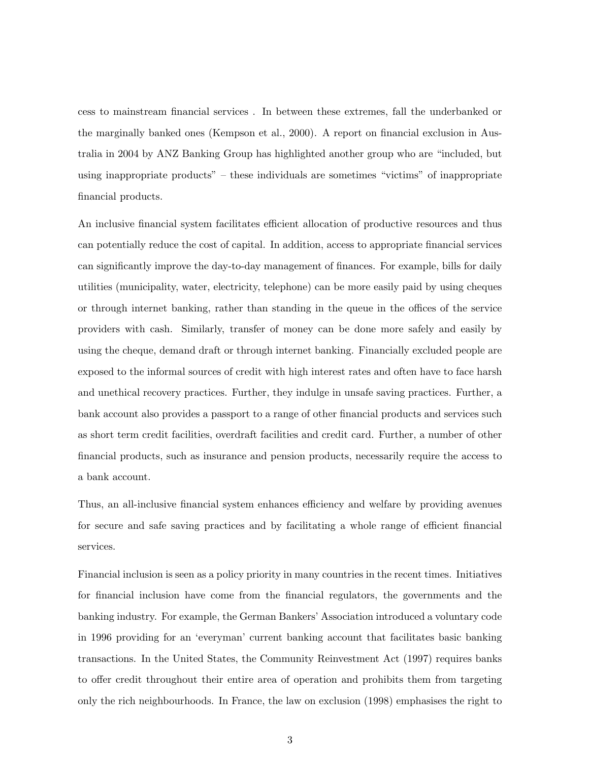cess to mainstream financial services . In between these extremes, fall the underbanked or the marginally banked ones (Kempson et al., 2000). A report on financial exclusion in Australia in 2004 by ANZ Banking Group has highlighted another group who are "included, but using inappropriate products" – these individuals are sometimes "victims" of inappropriate financial products.

An inclusive financial system facilitates efficient allocation of productive resources and thus can potentially reduce the cost of capital. In addition, access to appropriate financial services can significantly improve the day-to-day management of finances. For example, bills for daily utilities (municipality, water, electricity, telephone) can be more easily paid by using cheques or through internet banking, rather than standing in the queue in the offices of the service providers with cash. Similarly, transfer of money can be done more safely and easily by using the cheque, demand draft or through internet banking. Financially excluded people are exposed to the informal sources of credit with high interest rates and often have to face harsh and unethical recovery practices. Further, they indulge in unsafe saving practices. Further, a bank account also provides a passport to a range of other financial products and services such as short term credit facilities, overdraft facilities and credit card. Further, a number of other financial products, such as insurance and pension products, necessarily require the access to a bank account.

Thus, an all-inclusive financial system enhances efficiency and welfare by providing avenues for secure and safe saving practices and by facilitating a whole range of efficient financial services.

Financial inclusion is seen as a policy priority in many countries in the recent times. Initiatives for financial inclusion have come from the financial regulators, the governments and the banking industry. For example, the German Bankers' Association introduced a voluntary code in 1996 providing for an 'everyman' current banking account that facilitates basic banking transactions. In the United States, the Community Reinvestment Act (1997) requires banks to offer credit throughout their entire area of operation and prohibits them from targeting only the rich neighbourhoods. In France, the law on exclusion (1998) emphasises the right to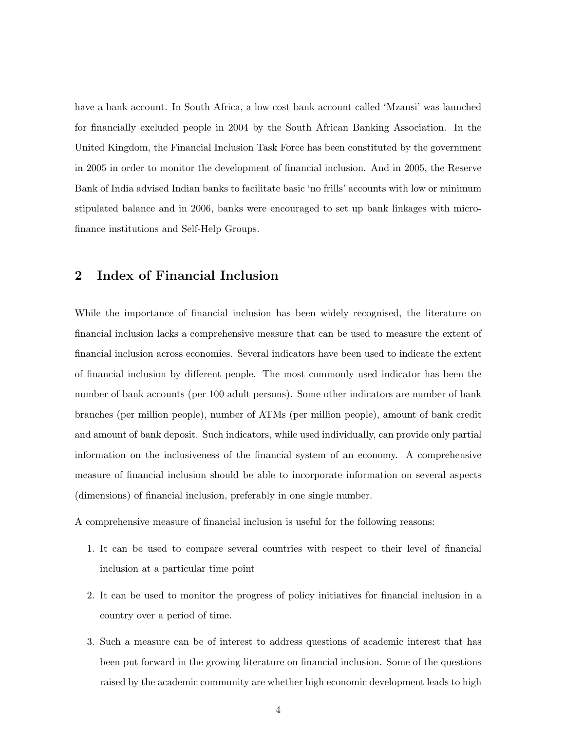have a bank account. In South Africa, a low cost bank account called 'Mzansi' was launched for financially excluded people in 2004 by the South African Banking Association. In the United Kingdom, the Financial Inclusion Task Force has been constituted by the government in 2005 in order to monitor the development of financial inclusion. And in 2005, the Reserve Bank of India advised Indian banks to facilitate basic 'no frills' accounts with low or minimum stipulated balance and in 2006, banks were encouraged to set up bank linkages with micro-finance institutions and Self-Help Groups.

## 2 Index of Financial Inclusion

While the importance of financial inclusion has been widely recognised, the literature on financial inclusion lacks a comprehensive measure that can be used to measure the extent of financial inclusion across economies. Several indicators have been used to indicate the extent of financial inclusion by different people. The most commonly used indicator has been the number of bank accounts (per 100 adult persons). Some other indicators are number of bank branches (per million people), number of ATMs (per million people), amount of bank credit and amount of bank deposit. Such indicators, while used individually, can provide only partial information on the inclusiveness of the financial system of an economy. A comprehensive measure of financial inclusion should be able to incorporate information on several aspects (dimensions) of financial inclusion, preferably in one single number.

A comprehensive measure of financial inclusion is useful for the following reasons:

1. It can be used to compare several countries with respect to their level of financial inclusion at a particular time point
2. It can be used to monitor the progress of policy initiatives for financial inclusion in a country over a period of time.
3. Such a measure can be of interest to address questions of academic interest that has been put forward in the growing literature on financial inclusion. Some of the questions raised by the academic community are whether high economic development leads to high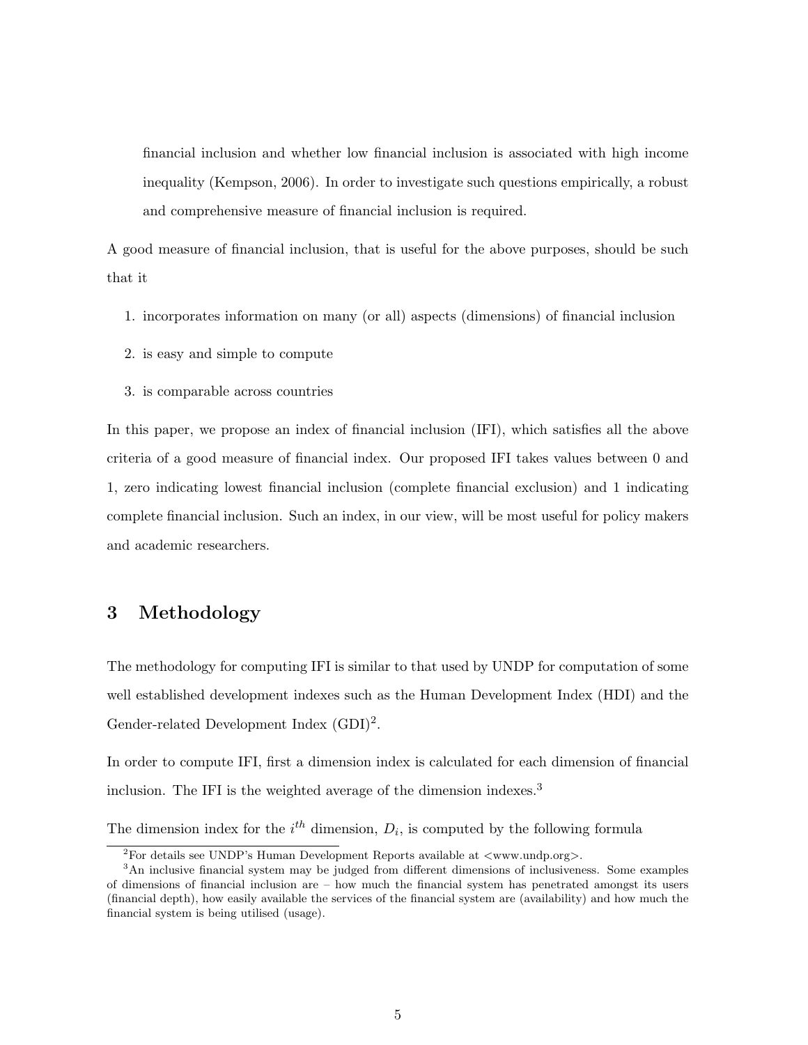financial inclusion and whether low financial inclusion is associated with high income inequality (Kempson, 2006). In order to investigate such questions empirically, a robust and comprehensive measure of financial inclusion is required.

A good measure of financial inclusion, that is useful for the above purposes, should be such that it

1. incorporates information on many (or all) aspects (dimensions) of financial inclusion
2. is easy and simple to compute
3. is comparable across countries

In this paper, we propose an index of financial inclusion (IFI), which satisfies all the above criteria of a good measure of financial index. Our proposed IFI takes values between 0 and 1, zero indicating lowest financial inclusion (complete financial exclusion) and 1 indicating complete financial inclusion. Such an index, in our view, will be most useful for policy makers and academic researchers.

## 3 Methodology

The methodology for computing IFI is similar to that used by UNDP for computation of some well established development indexes such as the Human Development Index (HDI) and the Gender-related Development Index (GDI)[2].

In order to compute IFI, first a dimension index is calculated for each dimension of financial inclusion. The IFI is the weighted average of the dimension indexes.[3]

The dimension index for the $i^{th}$ dimension, $D_i$, is computed by the following formula

---

[2] For details see UNDP's Human Development Reports available at <www.undp.org>.

[3] An inclusive financial system may be judged from different dimensions of inclusiveness. Some examples of dimensions of financial inclusion are – how much the financial system has penetrated amongst its users (financial depth), how easily available the services of the financial system are (availability) and how much the financial system is being utilised (usage).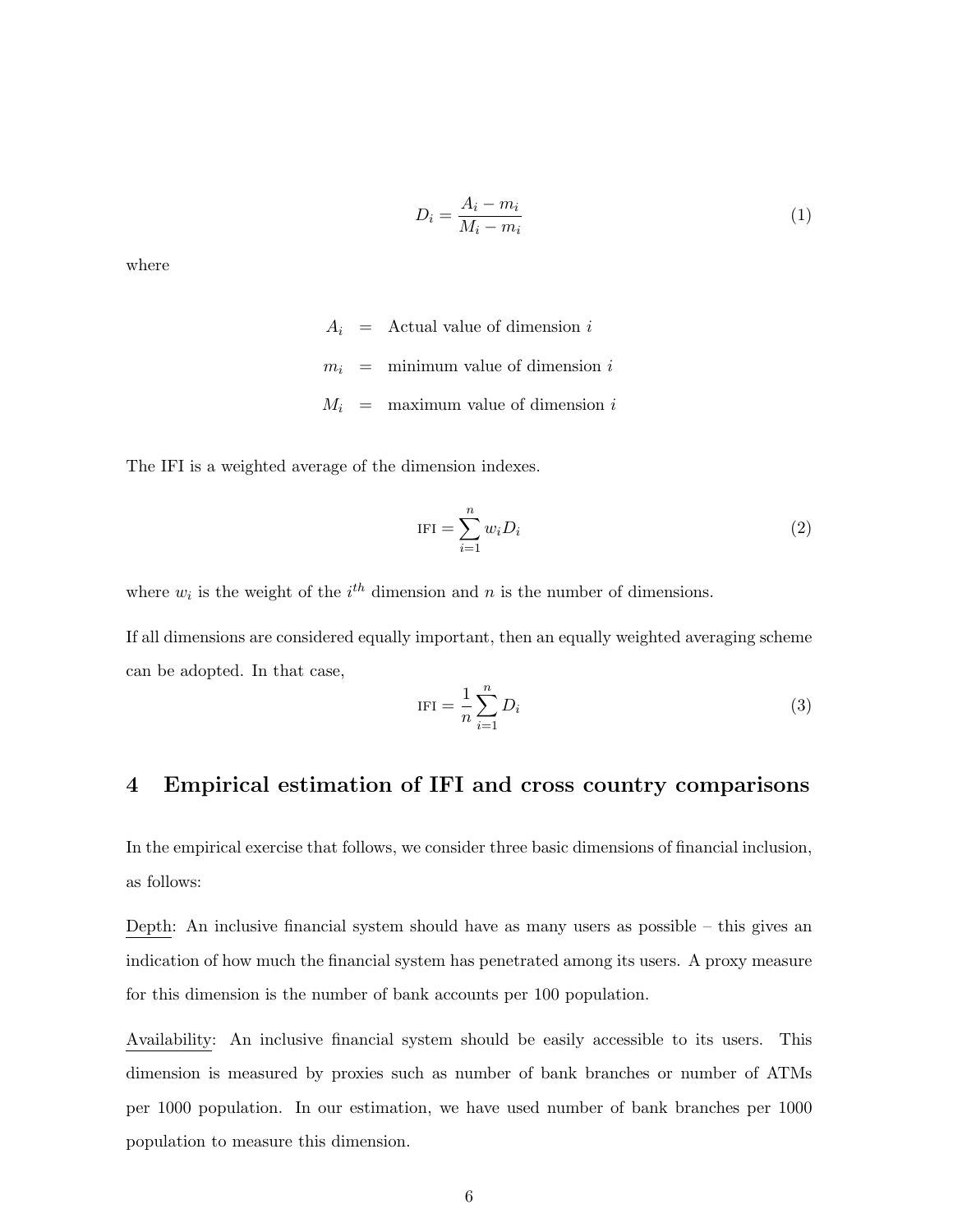$$D_i = \frac{A_i - m_i}{M_i - m_i} \tag{1}$$

where

$$\begin{aligned} A_i &= \text{Actual value of dimension } i \\ m_i &= \text{minimum value of dimension } i \\ M_i &= \text{maximum value of dimension } i \end{aligned}$$

The IFI is a weighted average of the dimension indexes.

$$\text{IFI} = \sum_{i=1}^{n} w_i D_i \tag{2}$$

where $w_i$ is the weight of the $i^{th}$ dimension and $n$ is the number of dimensions.

If all dimensions are considered equally important, then an equally weighted averaging scheme can be adopted. In that case,

$$\text{IFI} = \frac{1}{n} \sum_{i=1}^{n} D_i \tag{3}$$

## 4 Empirical estimation of IFI and cross country comparisons

In the empirical exercise that follows, we consider three basic dimensions of financial inclusion, as follows:

Depth: An inclusive financial system should have as many users as possible – this gives an indication of how much the financial system has penetrated among its users. A proxy measure for this dimension is the number of bank accounts per 100 population.

Availability: An inclusive financial system should be easily accessible to its users. This dimension is measured by proxies such as number of bank branches or number of ATMs per 1000 population. In our estimation, we have used number of bank branches per 1000 population to measure this dimension.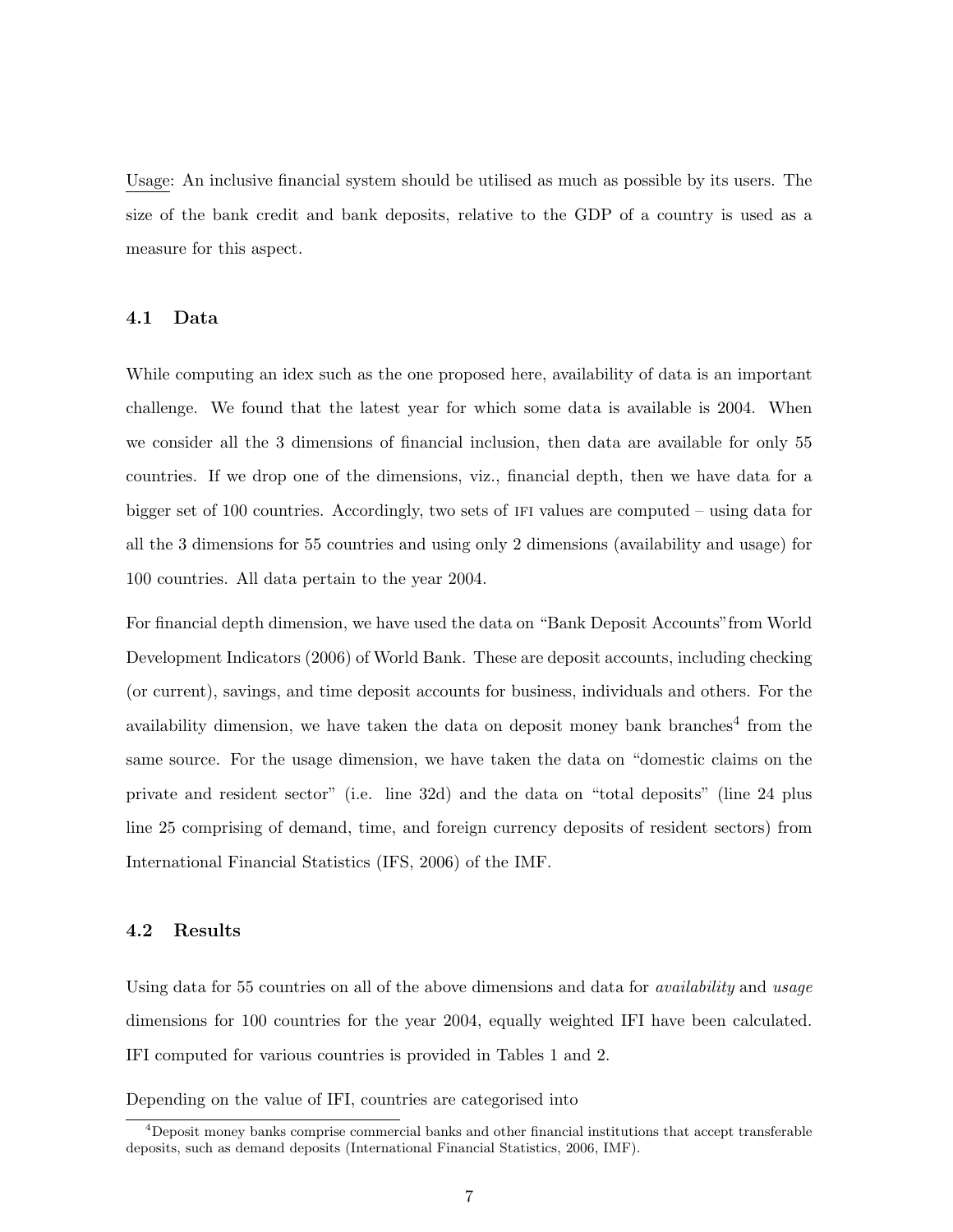Usage: An inclusive financial system should be utilised as much as possible by its users. The size of the bank credit and bank deposits, relative to the GDP of a country is used as a measure for this aspect.

### 4.1 Data

While computing an idex such as the one proposed here, availability of data is an important challenge. We found that the latest year for which some data is available is 2004. When we consider all the 3 dimensions of financial inclusion, then data are available for only 55 countries. If we drop one of the dimensions, viz., financial depth, then we have data for a bigger set of 100 countries. Accordingly, two sets of IFI values are computed – using data for all the 3 dimensions for 55 countries and using only 2 dimensions (availability and usage) for 100 countries. All data pertain to the year 2004.

For financial depth dimension, we have used the data on "Bank Deposit Accounts" from World Development Indicators (2006) of World Bank. These are deposit accounts, including checking (or current), savings, and time deposit accounts for business, individuals and others. For the availability dimension, we have taken the data on deposit money bank branches[4] from the same source. For the usage dimension, we have taken the data on "domestic claims on the private and resident sector" (i.e. line 32d) and the data on "total deposits" (line 24 plus line 25 comprising of demand, time, and foreign currency deposits of resident sectors) from International Financial Statistics (IFS, 2006) of the IMF.

### 4.2 Results

Using data for 55 countries on all of the above dimensions and data for *availability* and *usage* dimensions for 100 countries for the year 2004, equally weighted IFI have been calculated. IFI computed for various countries is provided in Tables 1 and 2.

Depending on the value of IFI, countries are categorised into

[4]Deposit money banks comprise commercial banks and other financial institutions that accept transferable deposits, such as demand deposits (International Financial Statistics, 2006, IMF).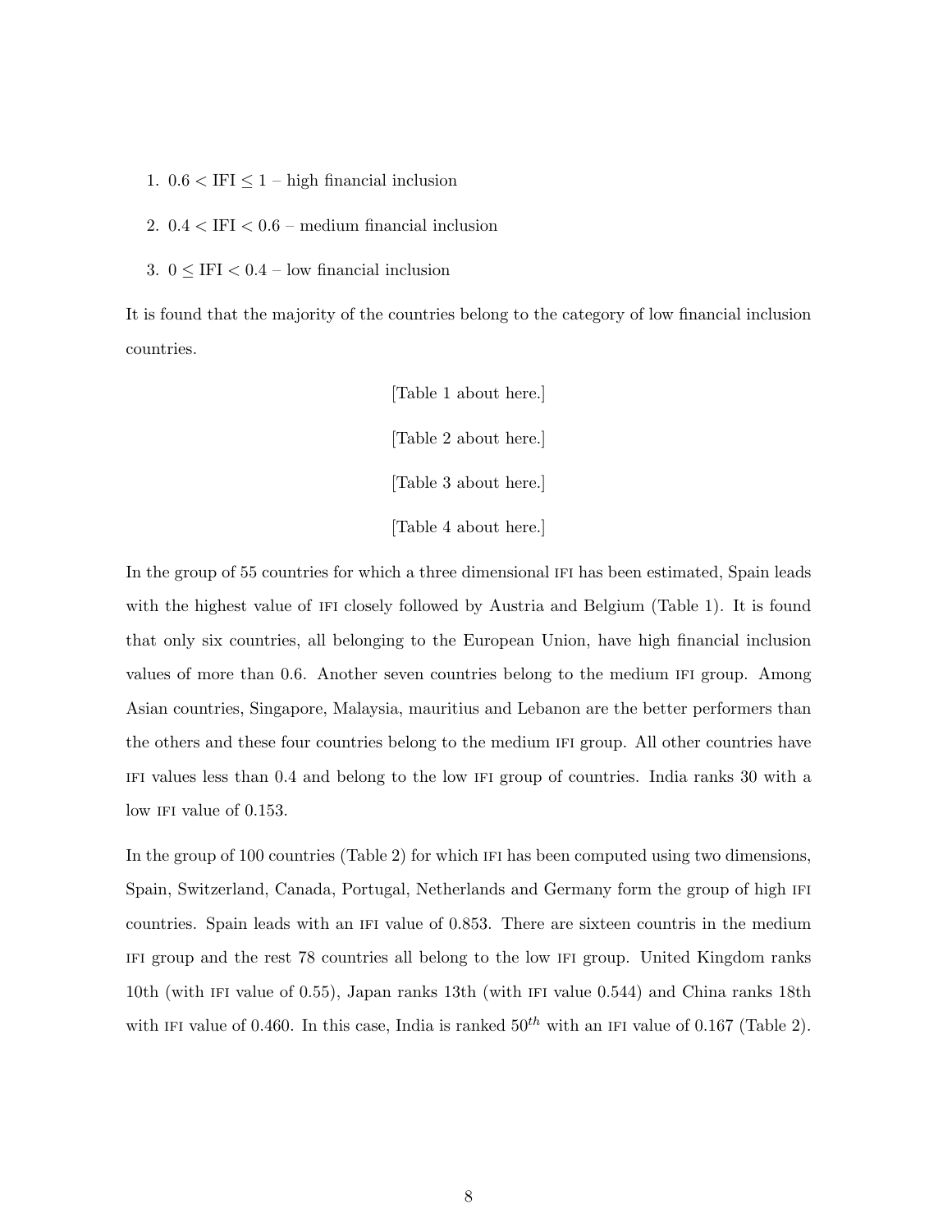1. $0.6 < \text{IFI} \leq 1$ – high financial inclusion
2. $0.4 < \text{IFI} < 0.6$ – medium financial inclusion
3. $0 \leq \text{IFI} < 0.4$ – low financial inclusion

It is found that the majority of the countries belong to the category of low financial inclusion countries.

[Table 1 about here.]

[Table 2 about here.]

[Table 3 about here.]

[Table 4 about here.]

In the group of 55 countries for which a three dimensional IFI has been estimated, Spain leads with the highest value of IFI closely followed by Austria and Belgium (Table 1). It is found that only six countries, all belonging to the European Union, have high financial inclusion values of more than 0.6. Another seven countries belong to the medium IFI group. Among Asian countries, Singapore, Malaysia, mauritius and Lebanon are the better performers than the others and these four countries belong to the medium IFI group. All other countries have IFI values less than 0.4 and belong to the low IFI group of countries. India ranks 30 with a low IFI value of 0.153.

In the group of 100 countries (Table 2) for which IFI has been computed using two dimensions, Spain, Switzerland, Canada, Portugal, Netherlands and Germany form the group of high IFI countries. Spain leads with an IFI value of 0.853. There are sixteen countris in the medium IFI group and the rest 78 countries all belong to the low IFI group. United Kingdom ranks 10th (with IFI value of 0.55), Japan ranks 13th (with IFI value 0.544) and China ranks 18th with IFI value of 0.460. In this case, India is ranked $50^{th}$ with an IFI value of 0.167 (Table 2).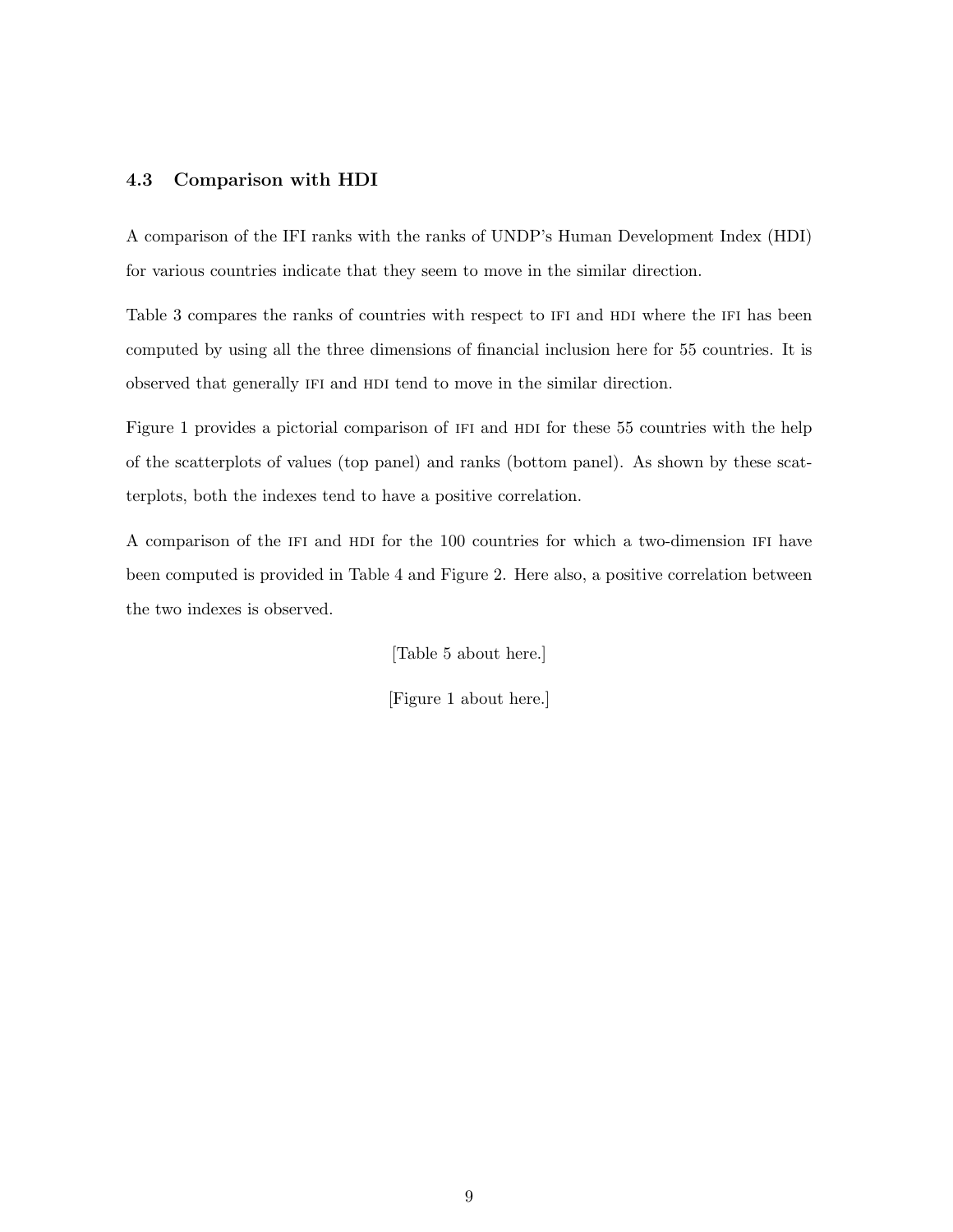### 4.3 Comparison with HDI

A comparison of the IFI ranks with the ranks of UNDP's Human Development Index (HDI) for various countries indicate that they seem to move in the similar direction.

Table 3 compares the ranks of countries with respect to IFI and HDI where the IFI has been computed by using all the three dimensions of financial inclusion here for 55 countries. It is observed that generally IFI and HDI tend to move in the similar direction.

Figure 1 provides a pictorial comparison of IFI and HDI for these 55 countries with the help of the scatterplots of values (top panel) and ranks (bottom panel). As shown by these scatterplots, both the indexes tend to have a positive correlation.

A comparison of the IFI and HDI for the 100 countries for which a two-dimension IFI have been computed is provided in Table 4 and Figure 2. Here also, a positive correlation between the two indexes is observed.

[Table 5 about here.]

[Figure 1 about here.]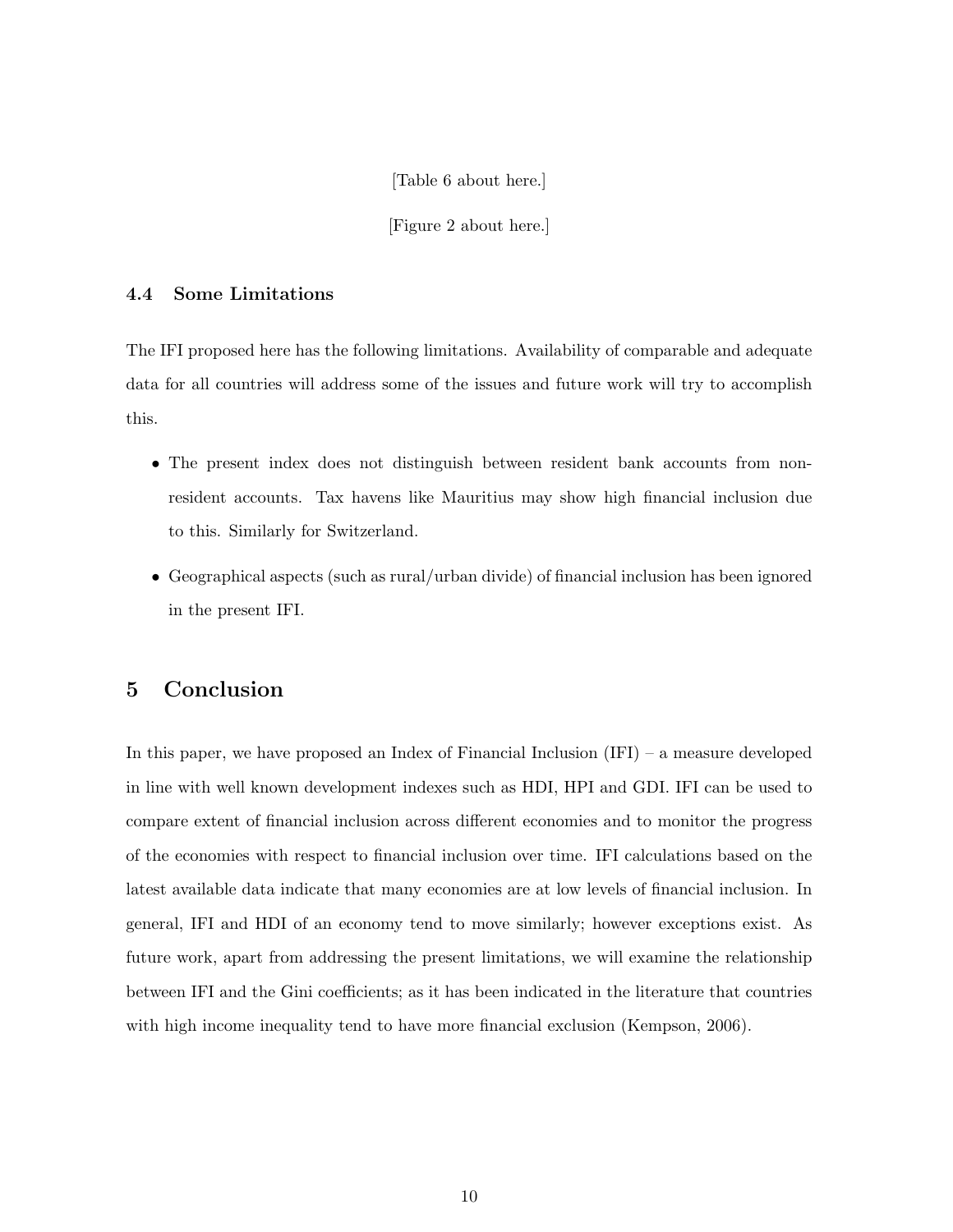[Table 6 about here.]

[Figure 2 about here.]

### 4.4 Some Limitations

The IFI proposed here has the following limitations. Availability of comparable and adequate data for all countries will address some of the issues and future work will try to accomplish this.

- The present index does not distinguish between resident bank accounts from non-resident accounts. Tax havens like Mauritius may show high financial inclusion due to this. Similarly for Switzerland.
- Geographical aspects (such as rural/urban divide) of financial inclusion has been ignored in the present IFI.

## 5 Conclusion

In this paper, we have proposed an Index of Financial Inclusion (IFI) – a measure developed in line with well known development indexes such as HDI, HPI and GDI. IFI can be used to compare extent of financial inclusion across different economies and to monitor the progress of the economies with respect to financial inclusion over time. IFI calculations based on the latest available data indicate that many economies are at low levels of financial inclusion. In general, IFI and HDI of an economy tend to move similarly; however exceptions exist. As future work, apart from addressing the present limitations, we will examine the relationship between IFI and the Gini coefficients; as it has been indicated in the literature that countries with high income inequality tend to have more financial exclusion (Kempson, 2006).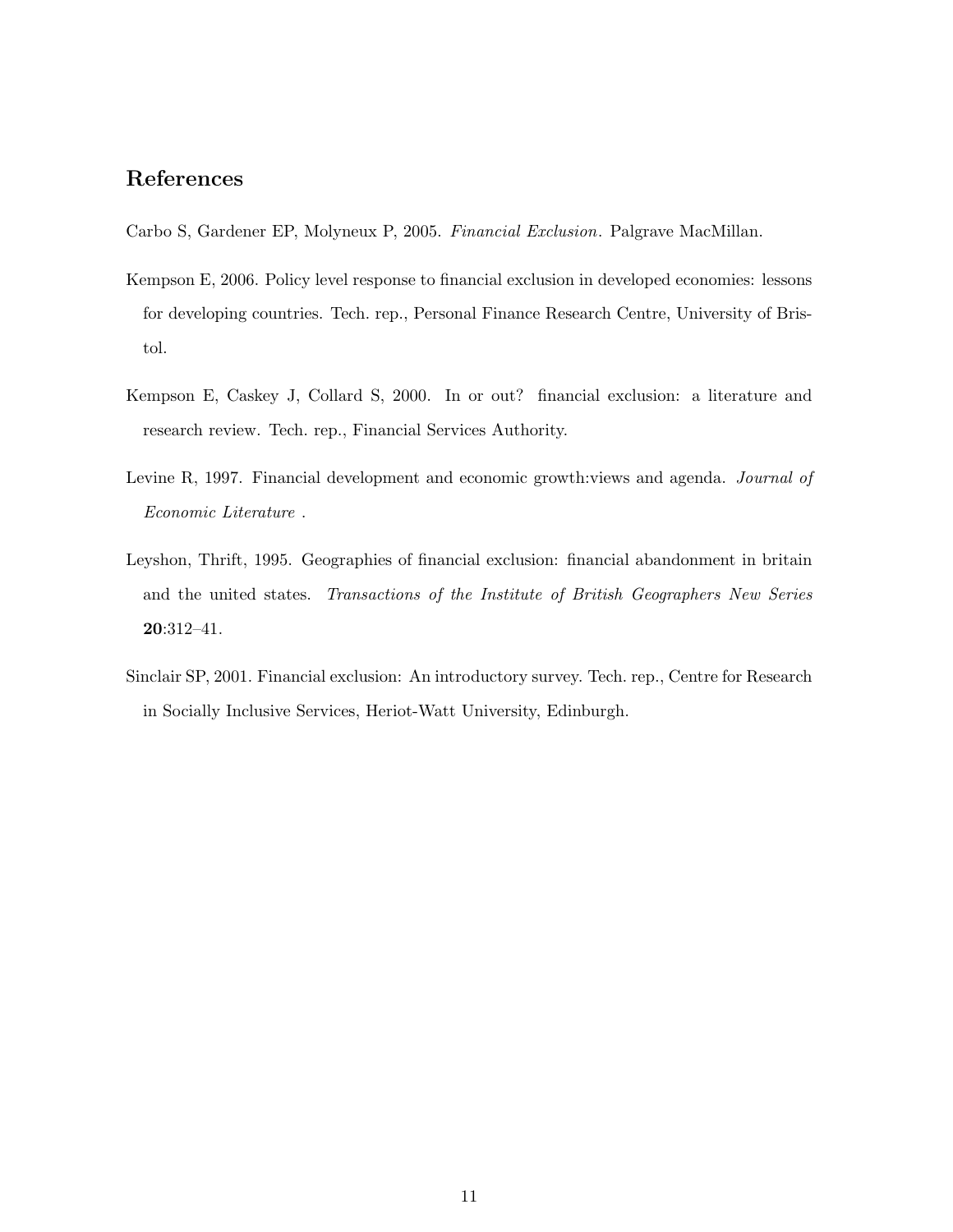## References

Carbo S, Gardener EP, Molyneux P, 2005. *Financial Exclusion*. Palgrave MacMillan.

Kempson E, 2006. Policy level response to financial exclusion in developed economies: lessons for developing countries. Tech. rep., Personal Finance Research Centre, University of Bristol.

Kempson E, Caskey J, Collard S, 2000. In or out? financial exclusion: a literature and research review. Tech. rep., Financial Services Authority.

Levine R, 1997. Financial development and economic growth:views and agenda. *Journal of Economic Literature* .

Leyshon, Thrift, 1995. Geographies of financial exclusion: financial abandonment in britain and the united states. *Transactions of the Institute of British Geographers New Series* **20**:312–41.

Sinclair SP, 2001. Financial exclusion: An introductory survey. Tech. rep., Centre for Research in Socially Inclusive Services, Heriot-Watt University, Edinburgh.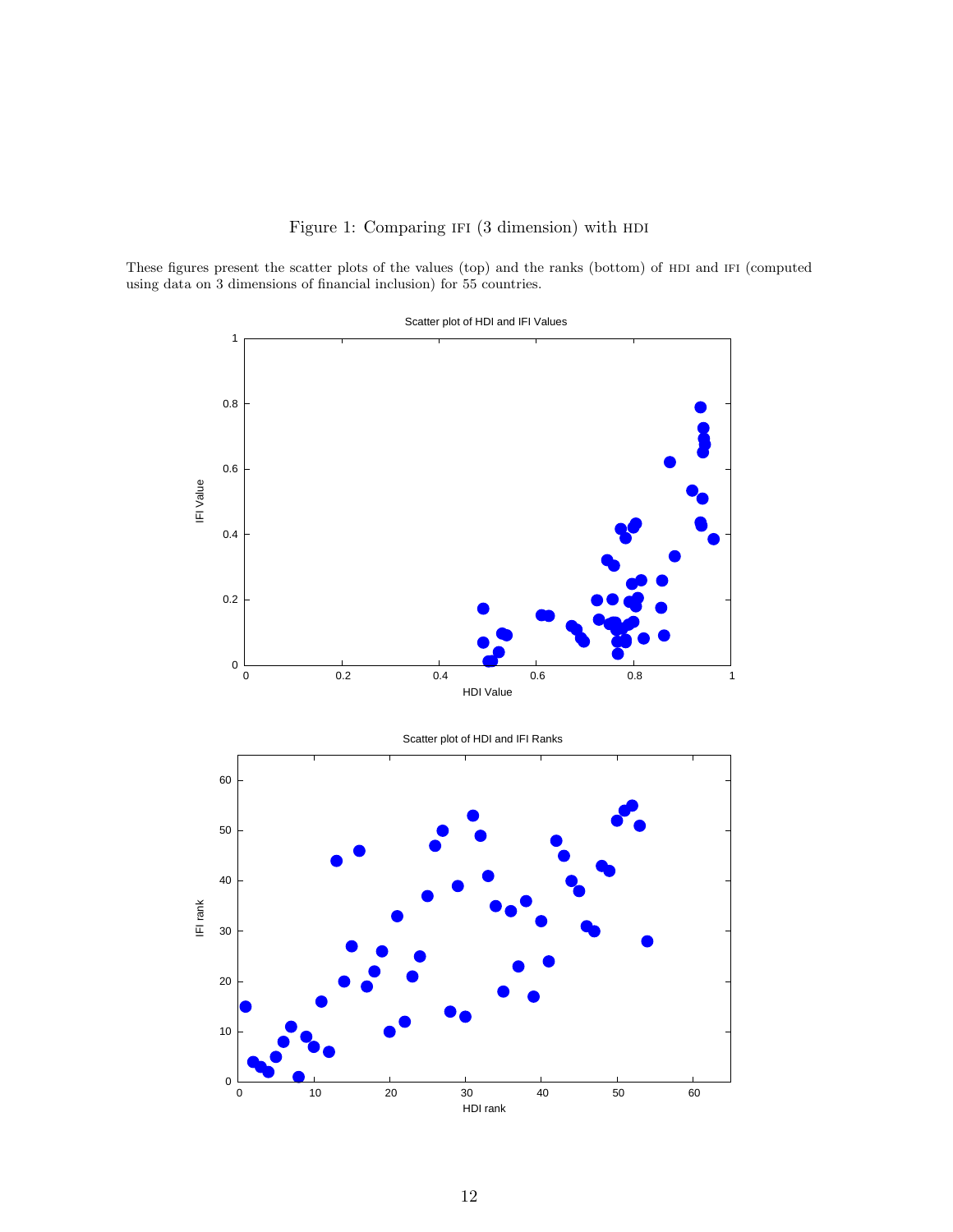Figure 1: Comparing IFI (3 dimension) with HDI

These figures present the scatter plots of the values (top) and the ranks (bottom) of HDI and IFI (computed using data on 3 dimensions of financial inclusion) for 55 countries.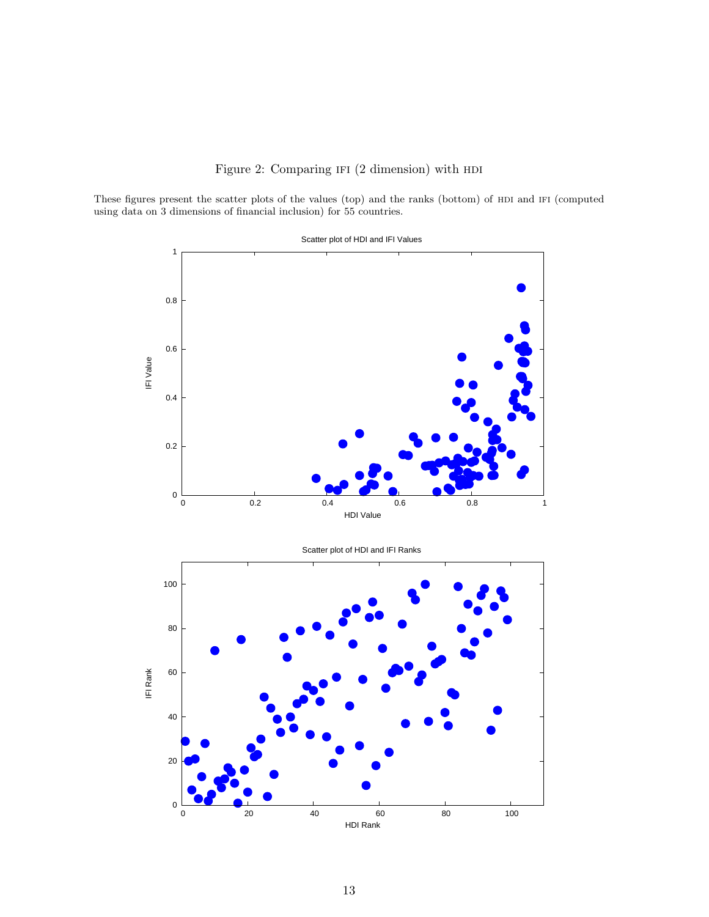Figure 2: Comparing IFI (2 dimension) with HDI

These figures present the scatter plots of the values (top) and the ranks (bottom) of HDI and IFI (computed using data on 3 dimensions of financial inclusion) for 55 countries.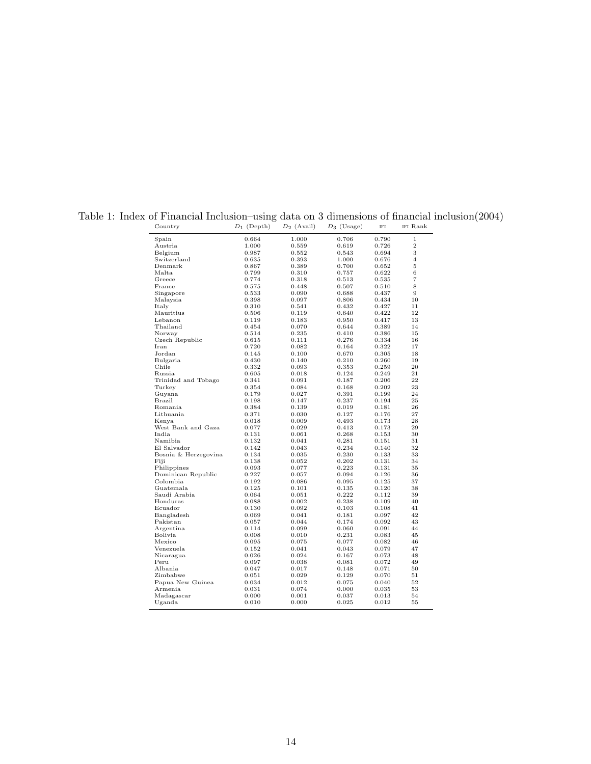Table 1: Index of Financial Inclusion–using data on 3 dimensions of financial inclusion(2004)

| Country | $D_1$ (Depth) | $D_2$ (Avail) | $D_3$ (Usage) | IFI | IFI Rank |
|---|---|---|---|---|---|
| Spain | 0.664 | 1.000 | 0.706 | 0.790 | 1 |
| Austria | 1.000 | 0.559 | 0.619 | 0.726 | 2 |
| Belgium | 0.987 | 0.552 | 0.543 | 0.694 | 3 |
| Switzerland | 0.635 | 0.393 | 1.000 | 0.676 | 4 |
| Denmark | 0.867 | 0.389 | 0.700 | 0.652 | 5 |
| Malta | 0.799 | 0.310 | 0.757 | 0.622 | 6 |
| Greece | 0.774 | 0.318 | 0.513 | 0.535 | 7 |
| France | 0.575 | 0.448 | 0.507 | 0.510 | 8 |
| Singapore | 0.533 | 0.090 | 0.688 | 0.437 | 9 |
| Malaysia | 0.398 | 0.097 | 0.806 | 0.434 | 10 |
| Italy | 0.310 | 0.541 | 0.432 | 0.427 | 11 |
| Mauritius | 0.506 | 0.119 | 0.640 | 0.422 | 12 |
| Lebanon | 0.119 | 0.183 | 0.950 | 0.417 | 13 |
| Thailand | 0.454 | 0.070 | 0.644 | 0.389 | 14 |
| Norway | 0.514 | 0.235 | 0.410 | 0.386 | 15 |
| Czech Republic | 0.615 | 0.111 | 0.276 | 0.334 | 16 |
| Iran | 0.720 | 0.082 | 0.164 | 0.322 | 17 |
| Jordan | 0.145 | 0.100 | 0.670 | 0.305 | 18 |
| Bulgaria | 0.430 | 0.140 | 0.210 | 0.260 | 19 |
| Chile | 0.332 | 0.093 | 0.353 | 0.259 | 20 |
| Russia | 0.605 | 0.018 | 0.124 | 0.249 | 21 |
| Trinidad and Tobago | 0.341 | 0.091 | 0.187 | 0.206 | 22 |
| Turkey | 0.354 | 0.084 | 0.168 | 0.202 | 23 |
| Guyana | 0.179 | 0.027 | 0.391 | 0.199 | 24 |
| Brazil | 0.198 | 0.147 | 0.237 | 0.194 | 25 |
| Romania | 0.384 | 0.139 | 0.019 | 0.181 | 26 |
| Lithuania | 0.371 | 0.030 | 0.127 | 0.176 | 27 |
| Kenya | 0.018 | 0.009 | 0.493 | 0.173 | 28 |
| West Bank and Gaza | 0.077 | 0.029 | 0.413 | 0.173 | 29 |
| India | 0.131 | 0.061 | 0.268 | 0.153 | 30 |
| Namibia | 0.132 | 0.041 | 0.281 | 0.151 | 31 |
| El Salvador | 0.142 | 0.043 | 0.234 | 0.140 | 32 |
| Bosnia & Herzegovina | 0.134 | 0.035 | 0.230 | 0.133 | 33 |
| Fiji | 0.138 | 0.052 | 0.202 | 0.131 | 34 |
| Philippines | 0.093 | 0.077 | 0.223 | 0.131 | 35 |
| Dominican Republic | 0.227 | 0.057 | 0.094 | 0.126 | 36 |
| Colombia | 0.192 | 0.086 | 0.095 | 0.125 | 37 |
| Guatemala | 0.125 | 0.101 | 0.135 | 0.120 | 38 |
| Saudi Arabia | 0.064 | 0.051 | 0.222 | 0.112 | 39 |
| Honduras | 0.088 | 0.002 | 0.238 | 0.109 | 40 |
| Ecuador | 0.130 | 0.092 | 0.103 | 0.108 | 41 |
| Bangladesh | 0.069 | 0.041 | 0.181 | 0.097 | 42 |
| Pakistan | 0.057 | 0.044 | 0.174 | 0.092 | 43 |
| Argentina | 0.114 | 0.099 | 0.060 | 0.091 | 44 |
| Bolivia | 0.008 | 0.010 | 0.231 | 0.083 | 45 |
| Mexico | 0.095 | 0.075 | 0.077 | 0.082 | 46 |
| Venezuela | 0.152 | 0.041 | 0.043 | 0.079 | 47 |
| Nicaragua | 0.026 | 0.024 | 0.167 | 0.073 | 48 |
| Peru | 0.097 | 0.038 | 0.081 | 0.072 | 49 |
| Albania | 0.047 | 0.017 | 0.148 | 0.071 | 50 |
| Zimbabwe | 0.051 | 0.029 | 0.129 | 0.070 | 51 |
| Papua New Guinea | 0.034 | 0.012 | 0.075 | 0.040 | 52 |
| Armenia | 0.031 | 0.074 | 0.000 | 0.035 | 53 |
| Madagascar | 0.000 | 0.001 | 0.037 | 0.013 | 54 |
| Uganda | 0.010 | 0.000 | 0.025 | 0.012 | 55 |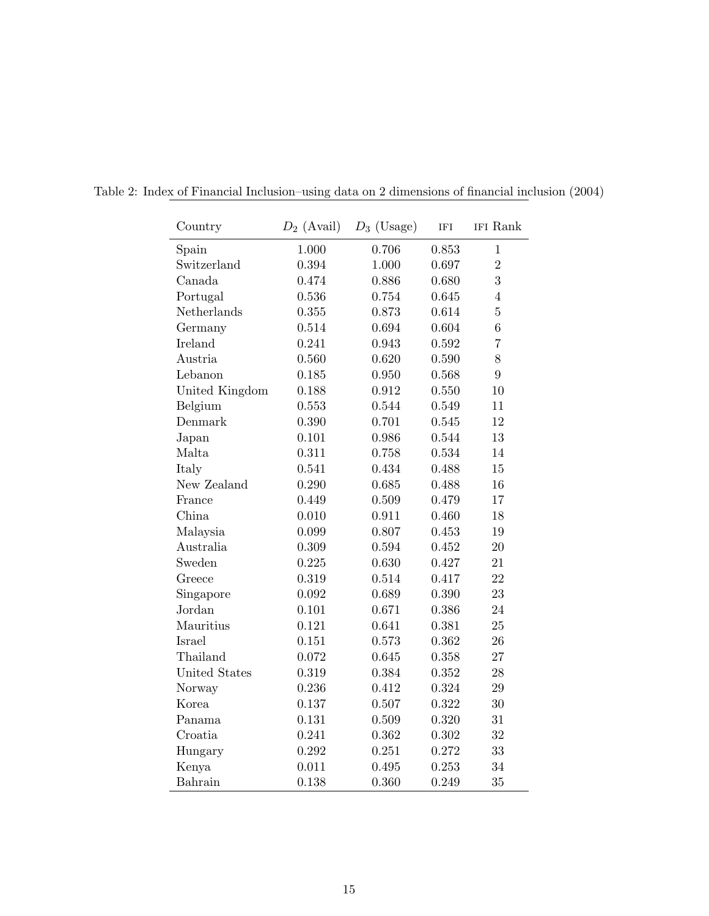Table 2: Index of Financial Inclusion–using data on 2 dimensions of financial inclusion (2004)

| Country | $D_2$ (Avail) | $D_3$ (Usage) | IFI | IFI Rank |
|---|---|---|---|---|
| Spain | 1.000 | 0.706 | 0.853 | 1 |
| Switzerland | 0.394 | 1.000 | 0.697 | 2 |
| Canada | 0.474 | 0.886 | 0.680 | 3 |
| Portugal | 0.536 | 0.754 | 0.645 | 4 |
| Netherlands | 0.355 | 0.873 | 0.614 | 5 |
| Germany | 0.514 | 0.694 | 0.604 | 6 |
| Ireland | 0.241 | 0.943 | 0.592 | 7 |
| Austria | 0.560 | 0.620 | 0.590 | 8 |
| Lebanon | 0.185 | 0.950 | 0.568 | 9 |
| United Kingdom | 0.188 | 0.912 | 0.550 | 10 |
| Belgium | 0.553 | 0.544 | 0.549 | 11 |
| Denmark | 0.390 | 0.701 | 0.545 | 12 |
| Japan | 0.101 | 0.986 | 0.544 | 13 |
| Malta | 0.311 | 0.758 | 0.534 | 14 |
| Italy | 0.541 | 0.434 | 0.488 | 15 |
| New Zealand | 0.290 | 0.685 | 0.488 | 16 |
| France | 0.449 | 0.509 | 0.479 | 17 |
| China | 0.010 | 0.911 | 0.460 | 18 |
| Malaysia | 0.099 | 0.807 | 0.453 | 19 |
| Australia | 0.309 | 0.594 | 0.452 | 20 |
| Sweden | 0.225 | 0.630 | 0.427 | 21 |
| Greece | 0.319 | 0.514 | 0.417 | 22 |
| Singapore | 0.092 | 0.689 | 0.390 | 23 |
| Jordan | 0.101 | 0.671 | 0.386 | 24 |
| Mauritius | 0.121 | 0.641 | 0.381 | 25 |
| Israel | 0.151 | 0.573 | 0.362 | 26 |
| Thailand | 0.072 | 0.645 | 0.358 | 27 |
| United States | 0.319 | 0.384 | 0.352 | 28 |
| Norway | 0.236 | 0.412 | 0.324 | 29 |
| Korea | 0.137 | 0.507 | 0.322 | 30 |
| Panama | 0.131 | 0.509 | 0.320 | 31 |
| Croatia | 0.241 | 0.362 | 0.302 | 32 |
| Hungary | 0.292 | 0.251 | 0.272 | 33 |
| Kenya | 0.011 | 0.495 | 0.253 | 34 |
| Bahrain | 0.138 | 0.360 | 0.249 | 35 |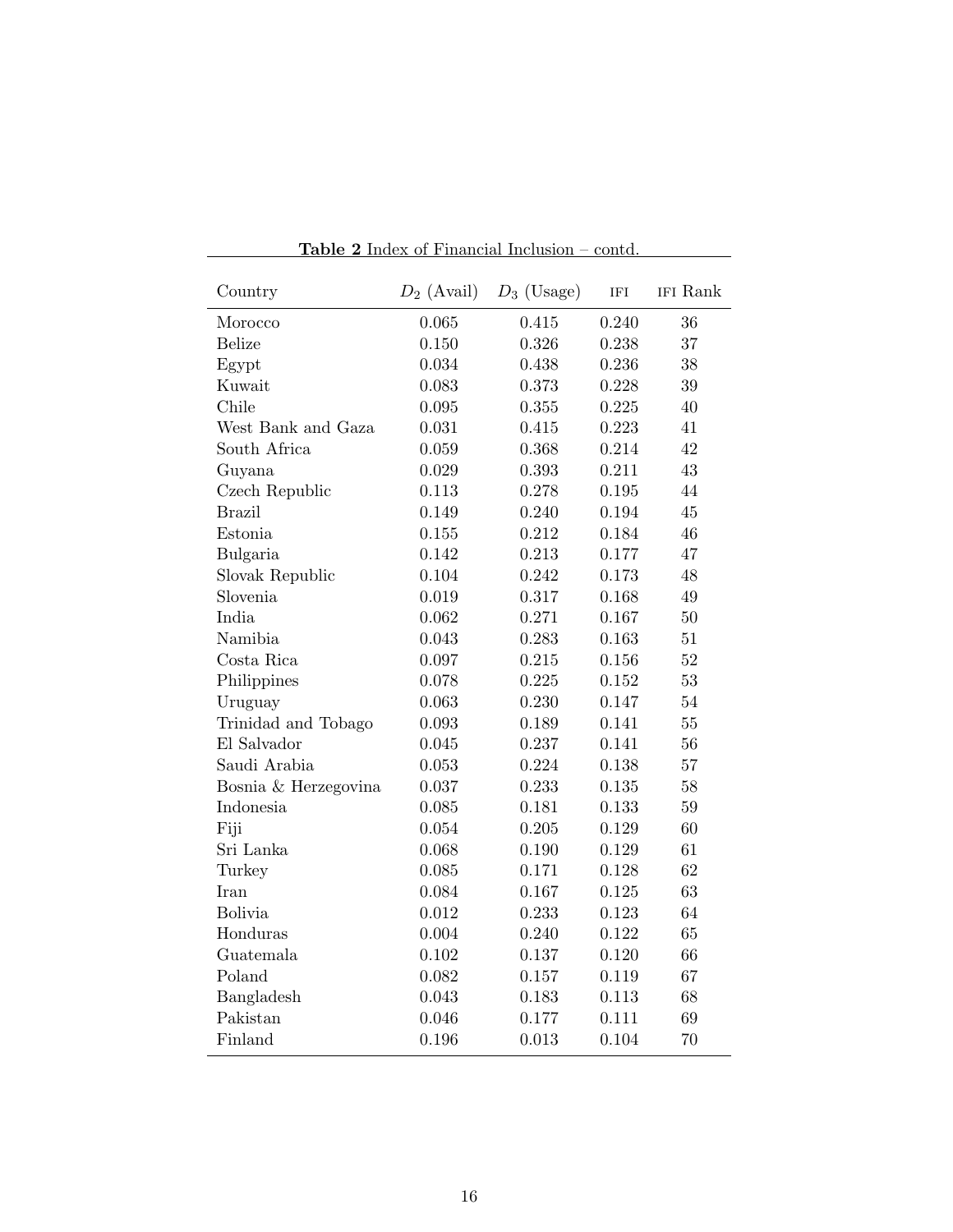**Table 2** Index of Financial Inclusion – contd.

| Country | $D_2$ (Avail) | $D_3$ (Usage) | IFI | IFI Rank |
|---|---|---|---|---|
| Morocco | 0.065 | 0.415 | 0.240 | 36 |
| Belize | 0.150 | 0.326 | 0.238 | 37 |
| Egypt | 0.034 | 0.438 | 0.236 | 38 |
| Kuwait | 0.083 | 0.373 | 0.228 | 39 |
| Chile | 0.095 | 0.355 | 0.225 | 40 |
| West Bank and Gaza | 0.031 | 0.415 | 0.223 | 41 |
| South Africa | 0.059 | 0.368 | 0.214 | 42 |
| Guyana | 0.029 | 0.393 | 0.211 | 43 |
| Czech Republic | 0.113 | 0.278 | 0.195 | 44 |
| Brazil | 0.149 | 0.240 | 0.194 | 45 |
| Estonia | 0.155 | 0.212 | 0.184 | 46 |
| Bulgaria | 0.142 | 0.213 | 0.177 | 47 |
| Slovak Republic | 0.104 | 0.242 | 0.173 | 48 |
| Slovenia | 0.019 | 0.317 | 0.168 | 49 |
| India | 0.062 | 0.271 | 0.167 | 50 |
| Namibia | 0.043 | 0.283 | 0.163 | 51 |
| Costa Rica | 0.097 | 0.215 | 0.156 | 52 |
| Philippines | 0.078 | 0.225 | 0.152 | 53 |
| Uruguay | 0.063 | 0.230 | 0.147 | 54 |
| Trinidad and Tobago | 0.093 | 0.189 | 0.141 | 55 |
| El Salvador | 0.045 | 0.237 | 0.141 | 56 |
| Saudi Arabia | 0.053 | 0.224 | 0.138 | 57 |
| Bosnia & Herzegovina | 0.037 | 0.233 | 0.135 | 58 |
| Indonesia | 0.085 | 0.181 | 0.133 | 59 |
| Fiji | 0.054 | 0.205 | 0.129 | 60 |
| Sri Lanka | 0.068 | 0.190 | 0.129 | 61 |
| Turkey | 0.085 | 0.171 | 0.128 | 62 |
| Iran | 0.084 | 0.167 | 0.125 | 63 |
| Bolivia | 0.012 | 0.233 | 0.123 | 64 |
| Honduras | 0.004 | 0.240 | 0.122 | 65 |
| Guatemala | 0.102 | 0.137 | 0.120 | 66 |
| Poland | 0.082 | 0.157 | 0.119 | 67 |
| Bangladesh | 0.043 | 0.183 | 0.113 | 68 |
| Pakistan | 0.046 | 0.177 | 0.111 | 69 |
| Finland | 0.196 | 0.013 | 0.104 | 70 |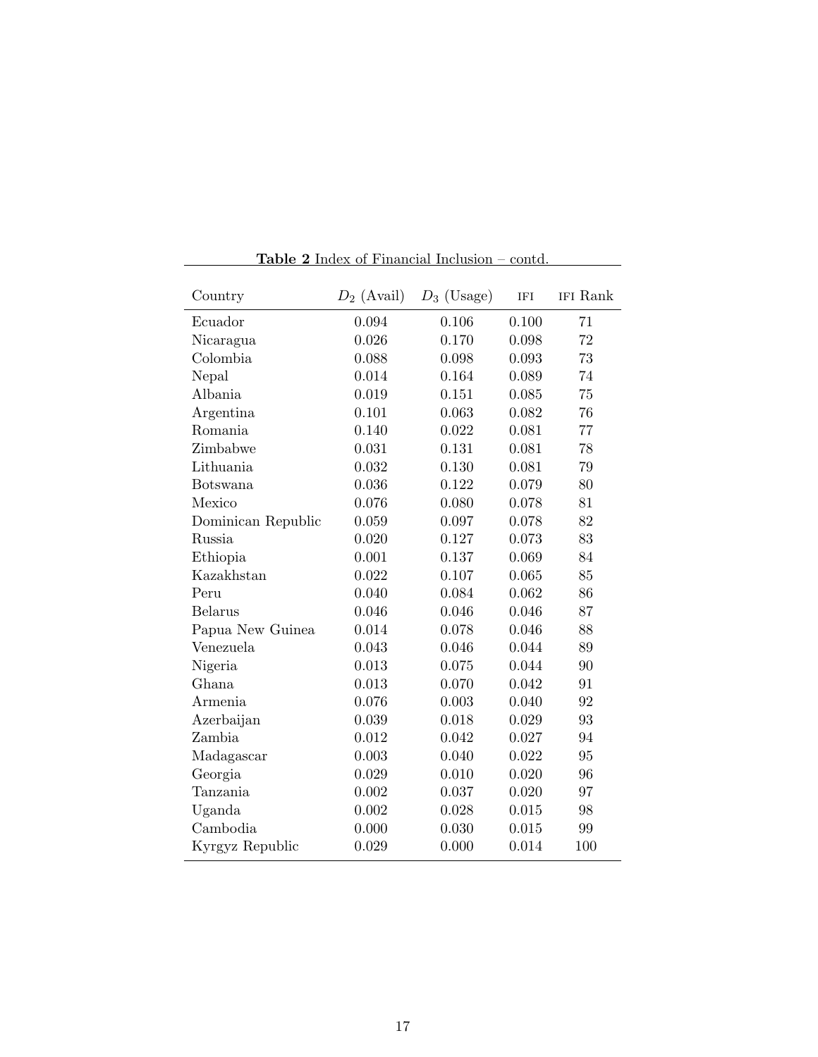**Table 2** Index of Financial Inclusion – contd.

| Country | $D_2$ (Avail) | $D_3$ (Usage) | IFI | IFI Rank |
|---|---|---|---|---|
| Ecuador | 0.094 | 0.106 | 0.100 | 71 |
| Nicaragua | 0.026 | 0.170 | 0.098 | 72 |
| Colombia | 0.088 | 0.098 | 0.093 | 73 |
| Nepal | 0.014 | 0.164 | 0.089 | 74 |
| Albania | 0.019 | 0.151 | 0.085 | 75 |
| Argentina | 0.101 | 0.063 | 0.082 | 76 |
| Romania | 0.140 | 0.022 | 0.081 | 77 |
| Zimbabwe | 0.031 | 0.131 | 0.081 | 78 |
| Lithuania | 0.032 | 0.130 | 0.081 | 79 |
| Botswana | 0.036 | 0.122 | 0.079 | 80 |
| Mexico | 0.076 | 0.080 | 0.078 | 81 |
| Dominican Republic | 0.059 | 0.097 | 0.078 | 82 |
| Russia | 0.020 | 0.127 | 0.073 | 83 |
| Ethiopia | 0.001 | 0.137 | 0.069 | 84 |
| Kazakhstan | 0.022 | 0.107 | 0.065 | 85 |
| Peru | 0.040 | 0.084 | 0.062 | 86 |
| Belarus | 0.046 | 0.046 | 0.046 | 87 |
| Papua New Guinea | 0.014 | 0.078 | 0.046 | 88 |
| Venezuela | 0.043 | 0.046 | 0.044 | 89 |
| Nigeria | 0.013 | 0.075 | 0.044 | 90 |
| Ghana | 0.013 | 0.070 | 0.042 | 91 |
| Armenia | 0.076 | 0.003 | 0.040 | 92 |
| Azerbaijan | 0.039 | 0.018 | 0.029 | 93 |
| Zambia | 0.012 | 0.042 | 0.027 | 94 |
| Madagascar | 0.003 | 0.040 | 0.022 | 95 |
| Georgia | 0.029 | 0.010 | 0.020 | 96 |
| Tanzania | 0.002 | 0.037 | 0.020 | 97 |
| Uganda | 0.002 | 0.028 | 0.015 | 98 |
| Cambodia | 0.000 | 0.030 | 0.015 | 99 |
| Kyrgyz Republic | 0.029 | 0.000 | 0.014 | 100 |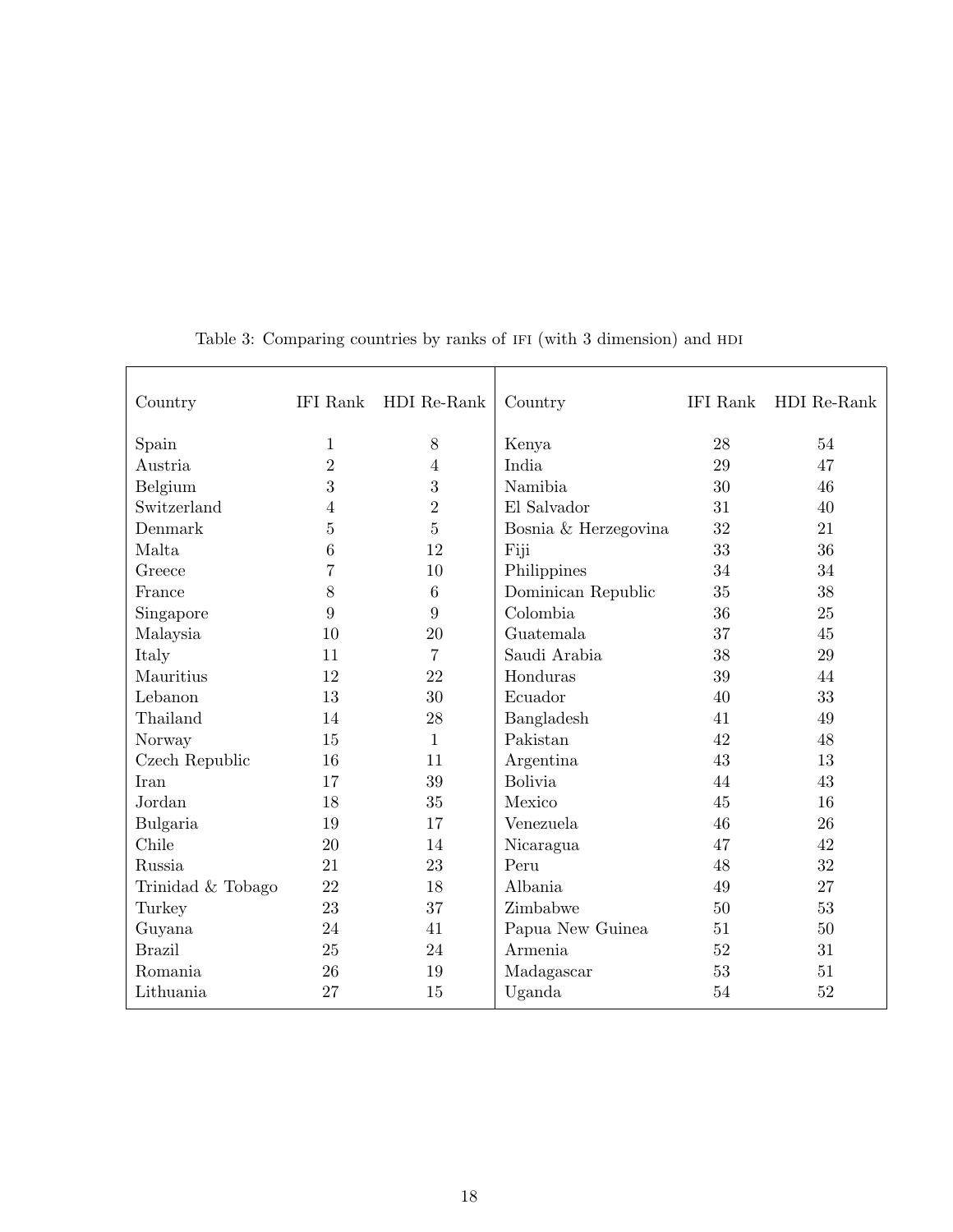Table 3: Comparing countries by ranks of IFI (with 3 dimension) and HDI

| Country | IFI Rank | HDI Re-Rank | Country | IFI Rank | HDI Re-Rank |
|---|---|---|---|---|---|
| Spain | 1 | 8 | Kenya | 28 | 54 |
| Austria | 2 | 4 | India | 29 | 47 |
| Belgium | 3 | 3 | Namibia | 30 | 46 |
| Switzerland | 4 | 2 | El Salvador | 31 | 40 |
| Denmark | 5 | 5 | Bosnia & Herzegovina | 32 | 21 |
| Malta | 6 | 12 | Fiji | 33 | 36 |
| Greece | 7 | 10 | Philippines | 34 | 34 |
| France | 8 | 6 | Dominican Republic | 35 | 38 |
| Singapore | 9 | 9 | Colombia | 36 | 25 |
| Malaysia | 10 | 20 | Guatemala | 37 | 45 |
| Italy | 11 | 7 | Saudi Arabia | 38 | 29 |
| Mauritius | 12 | 22 | Honduras | 39 | 44 |
| Lebanon | 13 | 30 | Ecuador | 40 | 33 |
| Thailand | 14 | 28 | Bangladesh | 41 | 49 |
| Norway | 15 | 1 | Pakistan | 42 | 48 |
| Czech Republic | 16 | 11 | Argentina | 43 | 13 |
| Iran | 17 | 39 | Bolivia | 44 | 43 |
| Jordan | 18 | 35 | Mexico | 45 | 16 |
| Bulgaria | 19 | 17 | Venezuela | 46 | 26 |
| Chile | 20 | 14 | Nicaragua | 47 | 42 |
| Russia | 21 | 23 | Peru | 48 | 32 |
| Trinidad & Tobago | 22 | 18 | Albania | 49 | 27 |
| Turkey | 23 | 37 | Zimbabwe | 50 | 53 |
| Guyana | 24 | 41 | Papua New Guinea | 51 | 50 |
| Brazil | 25 | 24 | Armenia | 52 | 31 |
| Romania | 26 | 19 | Madagascar | 53 | 51 |
| Lithuania | 27 | 15 | Uganda | 54 | 52 |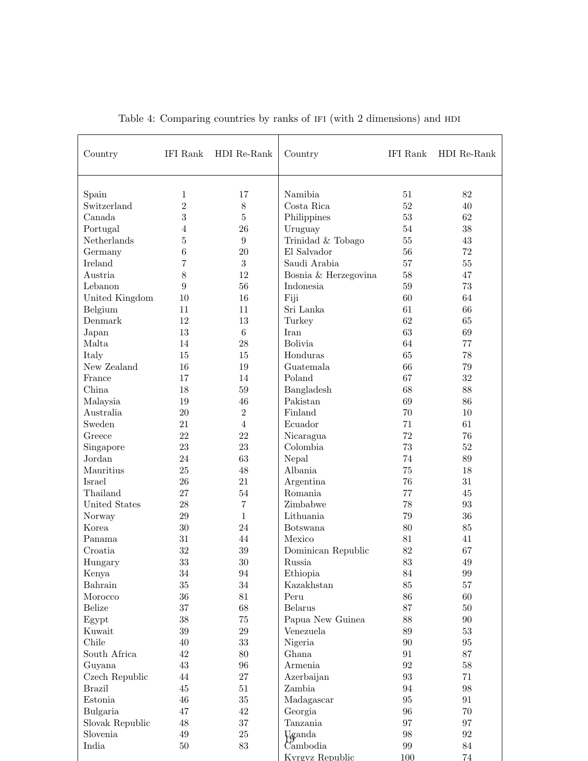Table 4: Comparing countries by ranks of IFI (with 2 dimensions) and HDI

| Country | IFI Rank | HDI Re-Rank | Country | IFI Rank | HDI Re-Rank |
|---|---|---|---|---|---|
| Spain | 1 | 17 | Namibia | 51 | 82 |
| Switzerland | 2 | 8 | Costa Rica | 52 | 40 |
| Canada | 3 | 5 | Philippines | 53 | 62 |
| Portugal | 4 | 26 | Uruguay | 54 | 38 |
| Netherlands | 5 | 9 | Trinidad & Tobago | 55 | 43 |
| Germany | 6 | 20 | El Salvador | 56 | 72 |
| Ireland | 7 | 3 | Saudi Arabia | 57 | 55 |
| Austria | 8 | 12 | Bosnia & Herzegovina | 58 | 47 |
| Lebanon | 9 | 56 | Indonesia | 59 | 73 |
| United Kingdom | 10 | 16 | Fiji | 60 | 64 |
| Belgium | 11 | 11 | Sri Lanka | 61 | 66 |
| Denmark | 12 | 13 | Turkey | 62 | 65 |
| Japan | 13 | 6 | Iran | 63 | 69 |
| Malta | 14 | 28 | Bolivia | 64 | 77 |
| Italy | 15 | 15 | Honduras | 65 | 78 |
| New Zealand | 16 | 19 | Guatemala | 66 | 79 |
| France | 17 | 14 | Poland | 67 | 32 |
| China | 18 | 59 | Bangladesh | 68 | 88 |
| Malaysia | 19 | 46 | Pakistan | 69 | 86 |
| Australia | 20 | 2 | Finland | 70 | 10 |
| Sweden | 21 | 4 | Ecuador | 71 | 61 |
| Greece | 22 | 22 | Nicaragua | 72 | 76 |
| Singapore | 23 | 23 | Colombia | 73 | 52 |
| Jordan | 24 | 63 | Nepal | 74 | 89 |
| Mauritius | 25 | 48 | Albania | 75 | 18 |
| Israel | 26 | 21 | Argentina | 76 | 31 |
| Thailand | 27 | 54 | Romania | 77 | 45 |
| United States | 28 | 7 | Zimbabwe | 78 | 93 |
| Norway | 29 | 1 | Lithuania | 79 | 36 |
| Korea | 30 | 24 | Botswana | 80 | 85 |
| Panama | 31 | 44 | Mexico | 81 | 41 |
| Croatia | 32 | 39 | Dominican Republic | 82 | 67 |
| Hungary | 33 | 30 | Russia | 83 | 49 |
| Kenya | 34 | 94 | Ethiopia | 84 | 99 |
| Bahrain | 35 | 34 | Kazakhstan | 85 | 57 |
| Morocco | 36 | 81 | Peru | 86 | 60 |
| Belize | 37 | 68 | Belarus | 87 | 50 |
| Egypt | 38 | 75 | Papua New Guinea | 88 | 90 |
| Kuwait | 39 | 29 | Venezuela | 89 | 53 |
| Chile | 40 | 33 | Nigeria | 90 | 95 |
| South Africa | 42 | 80 | Ghana | 91 | 87 |
| Guyana | 43 | 96 | Armenia | 92 | 58 |
| Czech Republic | 44 | 27 | Azerbaijan | 93 | 71 |
| Brazil | 45 | 51 | Zambia | 94 | 98 |
| Estonia | 46 | 35 | Madagascar | 95 | 91 |
| Bulgaria | 47 | 42 | Georgia | 96 | 70 |
| Slovak Republic | 48 | 37 | Tanzania | 97 | 97 |
| Slovenia | 49 | 25 | Uganda | 98 | 92 |
| India | 50 | 83 | Cambodia | 99 | 84 |
| | | | Kyrgyz Republic | 100 | 74 |